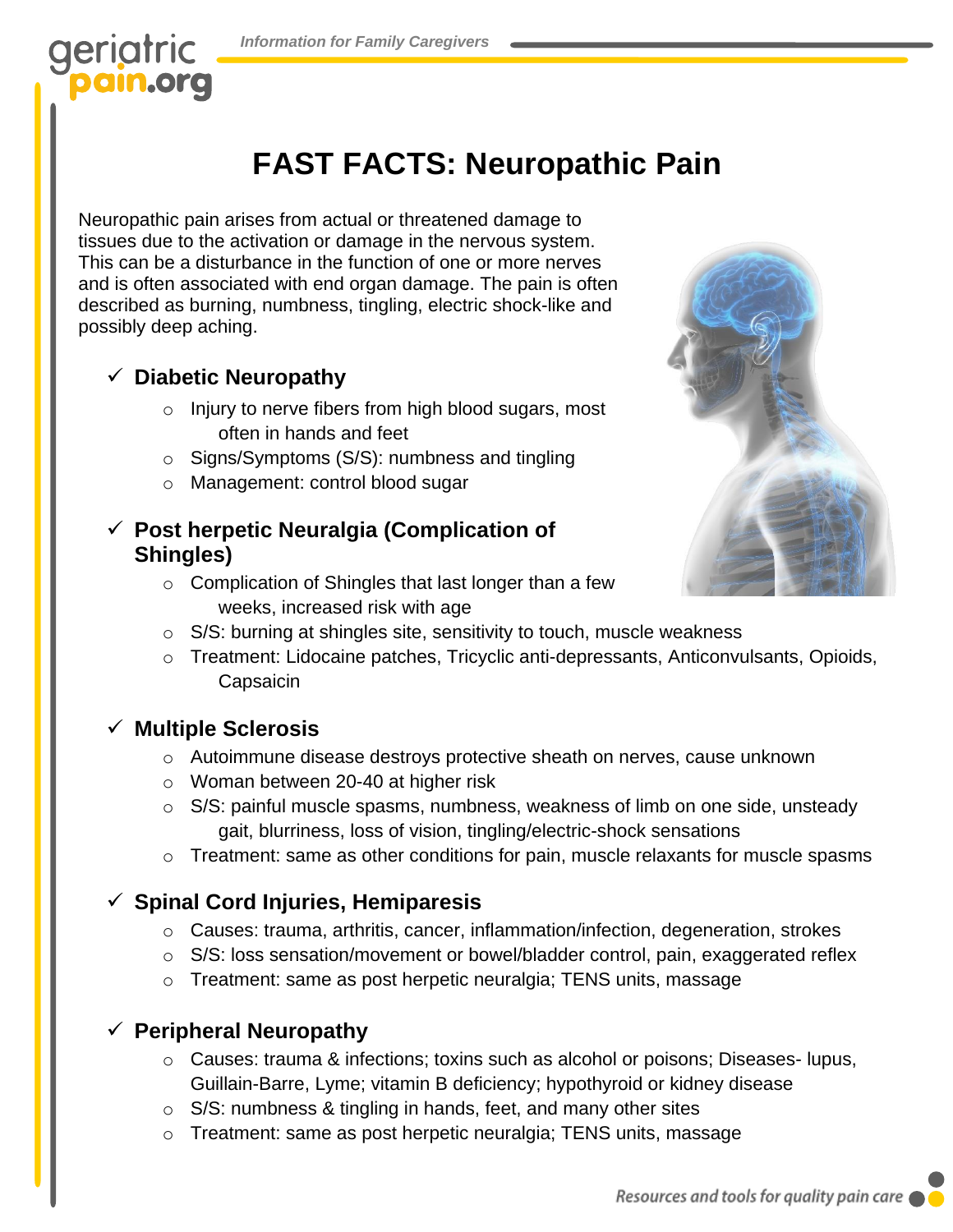# FAST FACTS: Neuropathic Pain

Neuropathic pain arises from actual or threatened damage to tissues due to the activation or damage in the nervous system. This can be a disturbance in the function of one or more nerves and is often associated with end organ damage. The pain is often described as burning, numbness, tingling, electric shock-like and possibly deep aching.

## ✓ Diabetic Neuropathy

- Injury to nerve fibers from high blood sugars, most often in hands and feet
- Signs/Symptoms (S/S): numbness and tingling
- Management: control blood sugar

## ✓ Post herpetic Neuralgia (Complication of Shingles)

- Complication of Shingles that last longer than a few weeks, increased risk with age
- S/S: burning at shingles site, sensitivity to touch, muscle weakness
- Treatment: Lidocaine patches, Tricyclic anti-depressants, Anticonvulsants, Opioids, Capsaicin

## ✓ Multiple Sclerosis

- Autoimmune disease destroys protective sheath on nerves, cause unknown
- Woman between 20-40 at higher risk
- S/S: painful muscle spasms, numbness, weakness of limb on one side, unsteady gait, blurriness, loss of vision, tingling/electric-shock sensations
- Treatment: same as other conditions for pain, muscle relaxants for muscle spasms

## ✓ Spinal Cord Injuries, Hemiparesis

- Causes: trauma, arthritis, cancer, inflammation/infection, degeneration, strokes
- S/S: loss sensation/movement or bowel/bladder control, pain, exaggerated reflex
- Treatment: same as post herpetic neuralgia; TENS units, massage

## ✓ Peripheral Neuropathy

- Causes: trauma & infections; toxins such as alcohol or poisons; Diseases- lupus, Guillain-Barre, Lyme; vitamin B deficiency; hypothyroid or kidney disease
- S/S: numbness & tingling in hands, feet, and many other sites
- Treatment: same as post herpetic neuralgia; TENS units, massage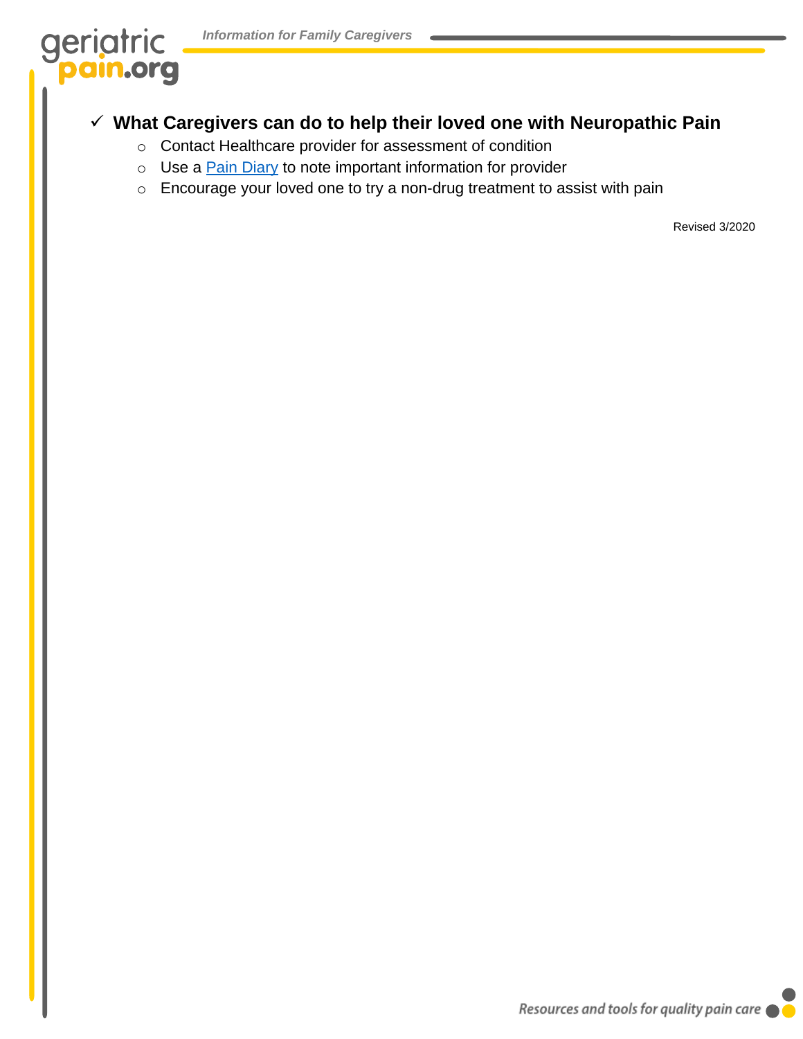- ✓ **What Caregivers can do to help their loved one with Neuropathic Pain**
  - Contact Healthcare provider for assessment of condition
  - Use a Pain Diary to note important information for provider
  - Encourage your loved one to try a non-drug treatment to assist with pain

Revised 3/2020